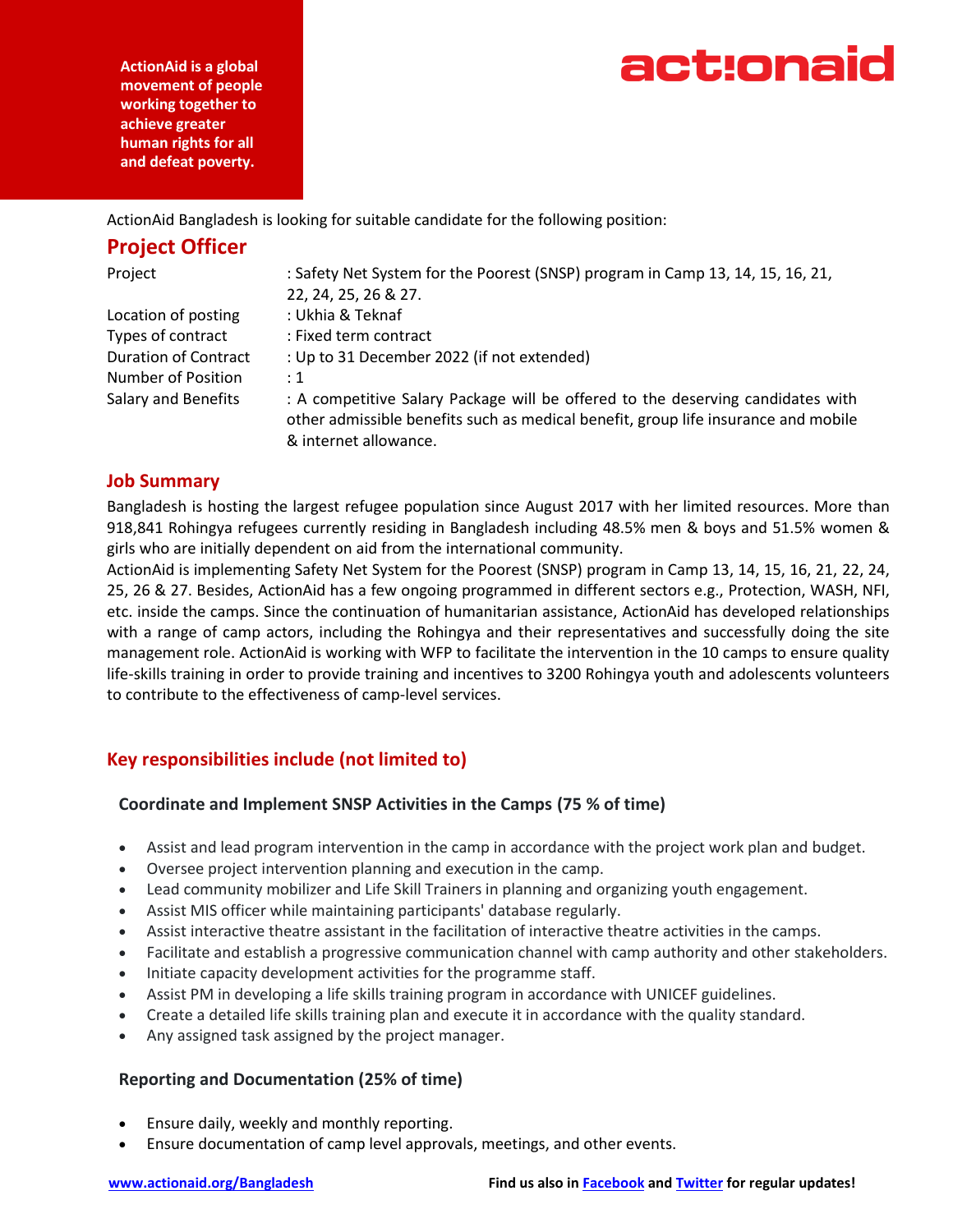ActionAid is a global movement of people working together to achieve greater human rights for all and defeat poverty.

**actionaid**

ActionAid Bangladesh is looking for suitable candidate for the following position:

## Project Officer

| | |
|---|---|
| Project | : Safety Net System for the Poorest (SNSP) program in Camp 13, 14, 15, 16, 21, 22, 24, 25, 26 & 27. |
| Location of posting | : Ukhia & Teknaf |
| Types of contract | : Fixed term contract |
| Duration of Contract | : Up to 31 December 2022 (if not extended) |
| Number of Position | : 1 |
| Salary and Benefits | : A competitive Salary Package will be offered to the deserving candidates with other admissible benefits such as medical benefit, group life insurance and mobile & internet allowance. |

### Job Summary

Bangladesh is hosting the largest refugee population since August 2017 with her limited resources. More than 918,841 Rohingya refugees currently residing in Bangladesh including 48.5% men & boys and 51.5% women & girls who are initially dependent on aid from the international community.

ActionAid is implementing Safety Net System for the Poorest (SNSP) program in Camp 13, 14, 15, 16, 21, 22, 24, 25, 26 & 27. Besides, ActionAid has a few ongoing programmed in different sectors e.g., Protection, WASH, NFI, etc. inside the camps. Since the continuation of humanitarian assistance, ActionAid has developed relationships with a range of camp actors, including the Rohingya and their representatives and successfully doing the site management role. ActionAid is working with WFP to facilitate the intervention in the 10 camps to ensure quality life-skills training in order to provide training and incentives to 3200 Rohingya youth and adolescents volunteers to contribute to the effectiveness of camp-level services.

### Key responsibilities include (not limited to)

#### Coordinate and Implement SNSP Activities in the Camps (75 % of time)

- Assist and lead program intervention in the camp in accordance with the project work plan and budget.
- Oversee project intervention planning and execution in the camp.
- Lead community mobilizer and Life Skill Trainers in planning and organizing youth engagement.
- Assist MIS officer while maintaining participants' database regularly.
- Assist interactive theatre assistant in the facilitation of interactive theatre activities in the camps.
- Facilitate and establish a progressive communication channel with camp authority and other stakeholders.
- Initiate capacity development activities for the programme staff.
- Assist PM in developing a life skills training program in accordance with UNICEF guidelines.
- Create a detailed life skills training plan and execute it in accordance with the quality standard.
- Any assigned task assigned by the project manager.

#### Reporting and Documentation (25% of time)

- Ensure daily, weekly and monthly reporting.
- Ensure documentation of camp level approvals, meetings, and other events.

www.actionaid.org/Bangladesh **Find us also in Facebook and Twitter for regular updates!**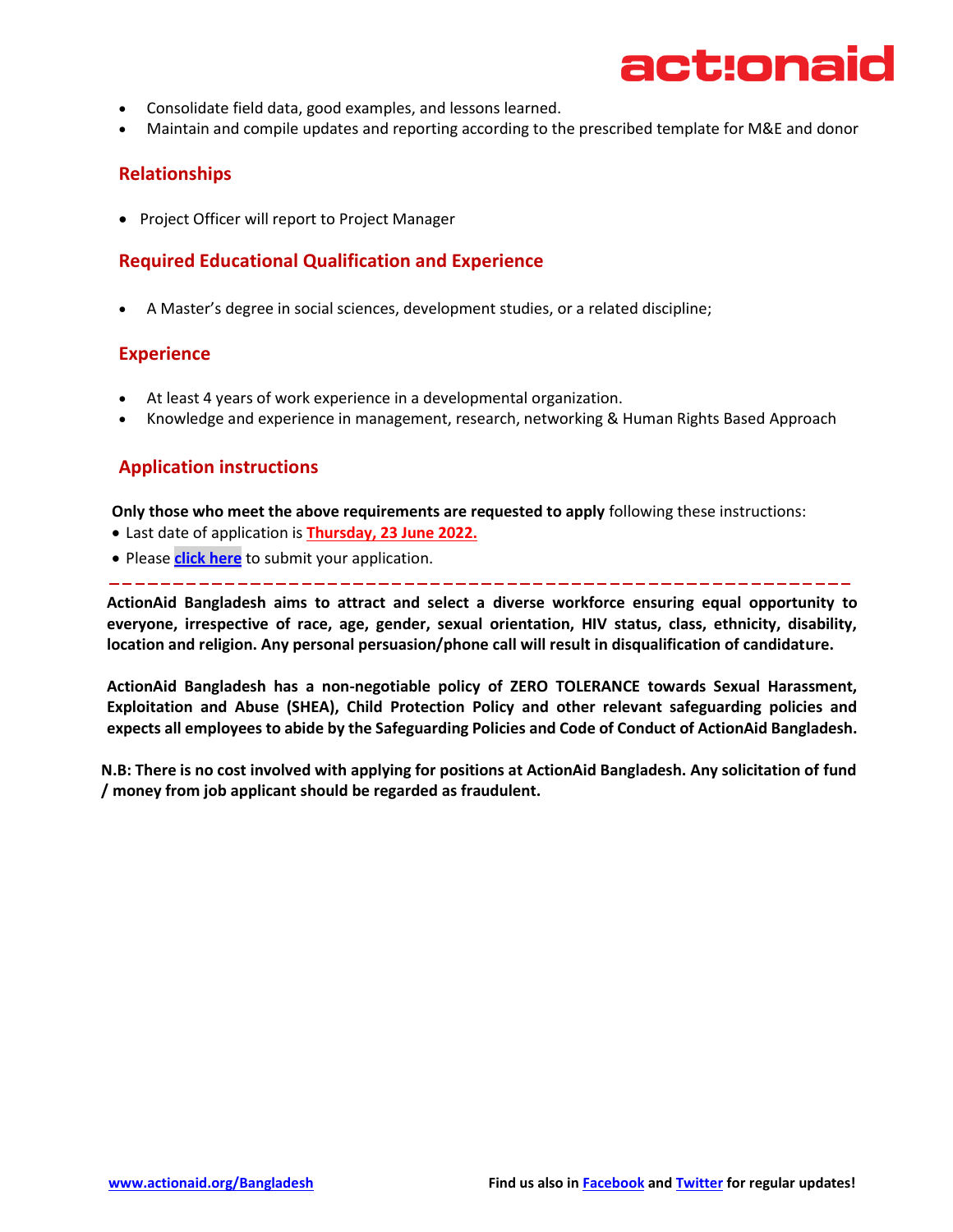- Consolidate field data, good examples, and lessons learned.
- Maintain and compile updates and reporting according to the prescribed template for M&E and donor

## Relationships

- Project Officer will report to Project Manager

## Required Educational Qualification and Experience

- A Master's degree in social sciences, development studies, or a related discipline;

## Experience

- At least 4 years of work experience in a developmental organization.
- Knowledge and experience in management, research, networking & Human Rights Based Approach

## Application instructions

**Only those who meet the above requirements are requested to apply** following these instructions:

- Last date of application is **Thursday, 23 June 2022.**
- Please **click here** to submit your application.

---

**ActionAid Bangladesh aims to attract and select a diverse workforce ensuring equal opportunity to everyone, irrespective of race, age, gender, sexual orientation, HIV status, class, ethnicity, disability, location and religion. Any personal persuasion/phone call will result in disqualification of candidature.**

**ActionAid Bangladesh has a non-negotiable policy of ZERO TOLERANCE towards Sexual Harassment, Exploitation and Abuse (SHEA), Child Protection Policy and other relevant safeguarding policies and expects all employees to abide by the Safeguarding Policies and Code of Conduct of ActionAid Bangladesh.**

**N.B: There is no cost involved with applying for positions at ActionAid Bangladesh. Any solicitation of fund / money from job applicant should be regarded as fraudulent.**

www.actionaid.org/Bangladesh

**Find us also in Facebook and Twitter for regular updates!**